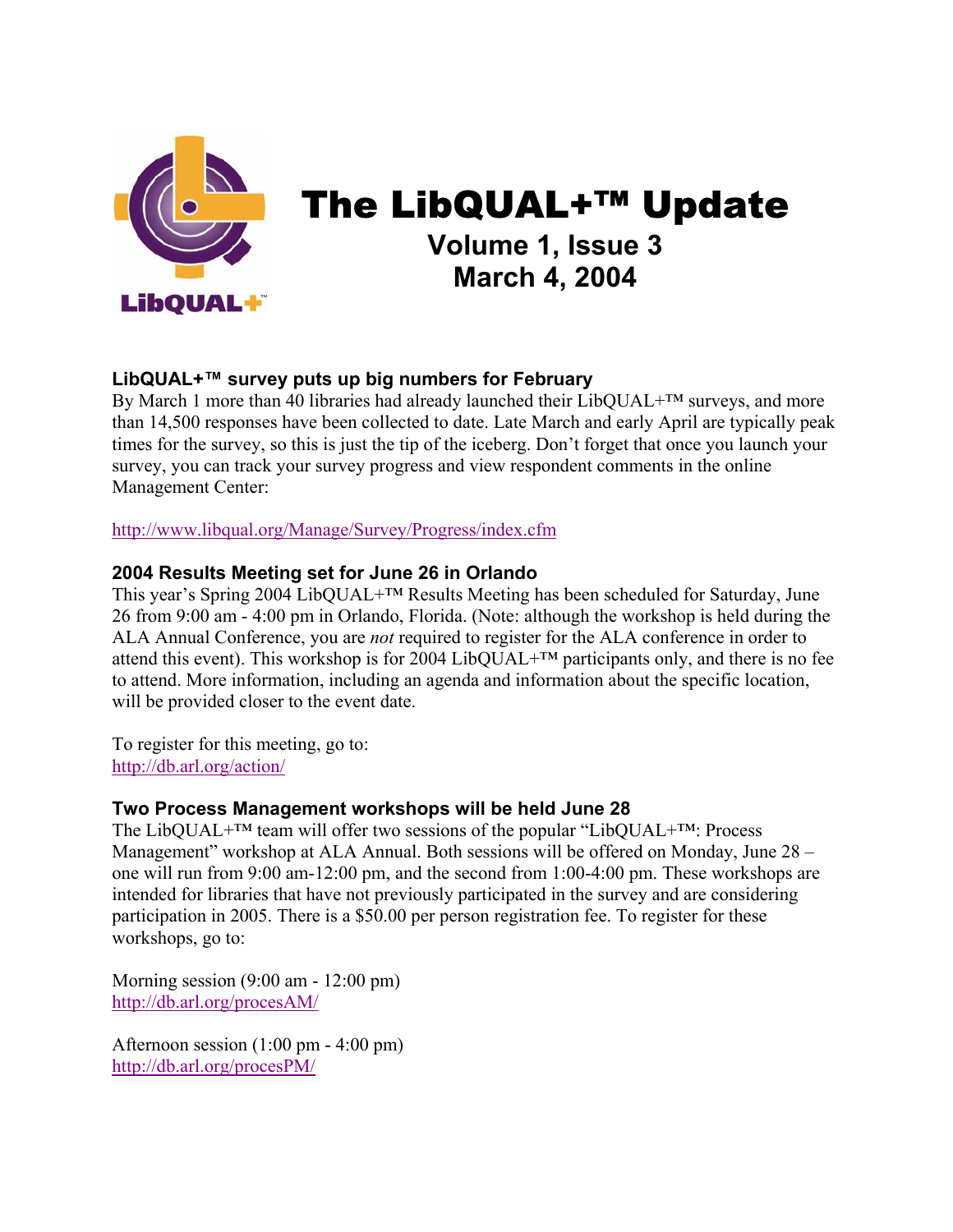# The LibQUAL+™ Update

## Volume 1, Issue 3
## March 4, 2004

### LibQUAL+™ survey puts up big numbers for February

By March 1 more than 40 libraries had already launched their LibQUAL+™ surveys, and more than 14,500 responses have been collected to date. Late March and early April are typically peak times for the survey, so this is just the tip of the iceberg. Don't forget that once you launch your survey, you can track your survey progress and view respondent comments in the online Management Center:

http://www.libqual.org/Manage/Survey/Progress/index.cfm

### 2004 Results Meeting set for June 26 in Orlando

This year's Spring 2004 LibQUAL+™ Results Meeting has been scheduled for Saturday, June 26 from 9:00 am - 4:00 pm in Orlando, Florida. (Note: although the workshop is held during the ALA Annual Conference, you are *not* required to register for the ALA conference in order to attend this event). This workshop is for 2004 LibQUAL+™ participants only, and there is no fee to attend. More information, including an agenda and information about the specific location, will be provided closer to the event date.

To register for this meeting, go to:
http://db.arl.org/action/

### Two Process Management workshops will be held June 28

The LibQUAL+™ team will offer two sessions of the popular "LibQUAL+™: Process Management" workshop at ALA Annual. Both sessions will be offered on Monday, June 28 – one will run from 9:00 am-12:00 pm, and the second from 1:00-4:00 pm. These workshops are intended for libraries that have not previously participated in the survey and are considering participation in 2005. There is a $50.00 per person registration fee. To register for these workshops, go to:

Morning session (9:00 am - 12:00 pm)
http://db.arl.org/procesAM/

Afternoon session (1:00 pm - 4:00 pm)
http://db.arl.org/procesPM/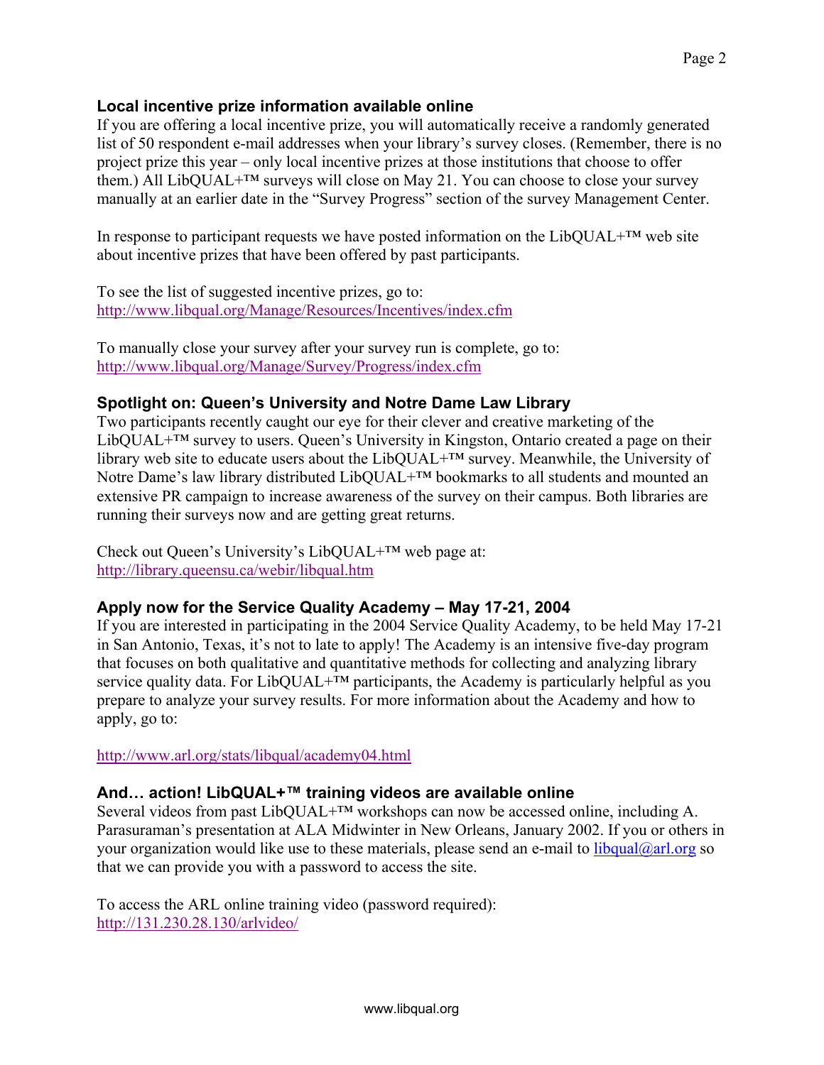### Local incentive prize information available online

If you are offering a local incentive prize, you will automatically receive a randomly generated list of 50 respondent e-mail addresses when your library's survey closes. (Remember, there is no project prize this year – only local incentive prizes at those institutions that choose to offer them.) All LibQUAL+™ surveys will close on May 21. You can choose to close your survey manually at an earlier date in the "Survey Progress" section of the survey Management Center.

In response to participant requests we have posted information on the LibQUAL+™ web site about incentive prizes that have been offered by past participants.

To see the list of suggested incentive prizes, go to:
http://www.libqual.org/Manage/Resources/Incentives/index.cfm

To manually close your survey after your survey run is complete, go to:
http://www.libqual.org/Manage/Survey/Progress/index.cfm

### Spotlight on: Queen's University and Notre Dame Law Library

Two participants recently caught our eye for their clever and creative marketing of the LibQUAL+™ survey to users. Queen's University in Kingston, Ontario created a page on their library web site to educate users about the LibQUAL+™ survey. Meanwhile, the University of Notre Dame's law library distributed LibQUAL+™ bookmarks to all students and mounted an extensive PR campaign to increase awareness of the survey on their campus. Both libraries are running their surveys now and are getting great returns.

Check out Queen's University's LibQUAL+™ web page at:
http://library.queensu.ca/webir/libqual.htm

### Apply now for the Service Quality Academy – May 17-21, 2004

If you are interested in participating in the 2004 Service Quality Academy, to be held May 17-21 in San Antonio, Texas, it's not to late to apply! The Academy is an intensive five-day program that focuses on both qualitative and quantitative methods for collecting and analyzing library service quality data. For LibQUAL+™ participants, the Academy is particularly helpful as you prepare to analyze your survey results. For more information about the Academy and how to apply, go to:

http://www.arl.org/stats/libqual/academy04.html

### And… action! LibQUAL+™ training videos are available online

Several videos from past LibQUAL+™ workshops can now be accessed online, including A. Parasuraman's presentation at ALA Midwinter in New Orleans, January 2002. If you or others in your organization would like use to these materials, please send an e-mail to libqual@arl.org so that we can provide you with a password to access the site.

To access the ARL online training video (password required):
http://131.230.28.130/arlvideo/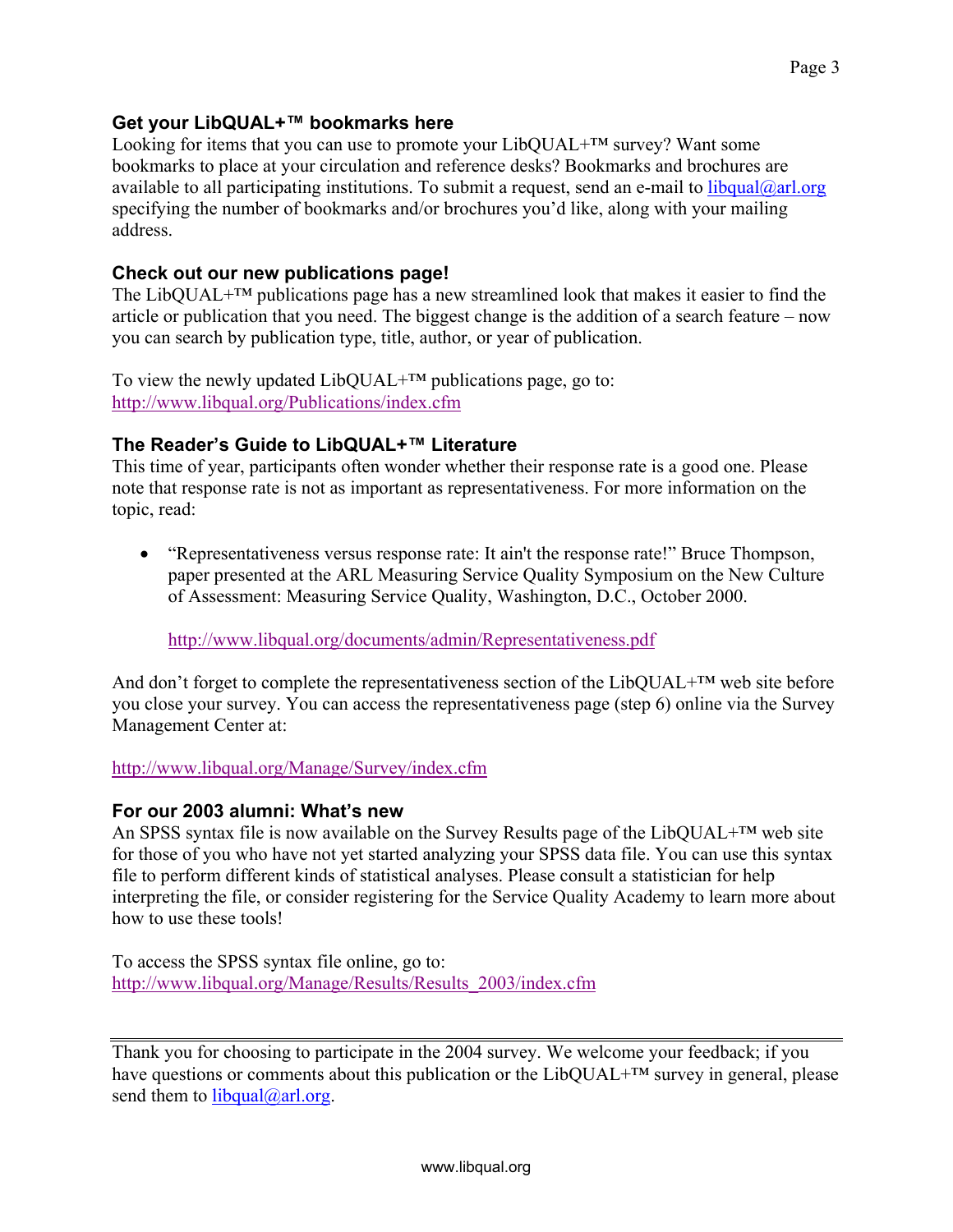### Get your LibQUAL+™ bookmarks here

Looking for items that you can use to promote your LibQUAL+™ survey? Want some bookmarks to place at your circulation and reference desks? Bookmarks and brochures are available to all participating institutions. To submit a request, send an e-mail to libqual@arl.org specifying the number of bookmarks and/or brochures you'd like, along with your mailing address.

### Check out our new publications page!

The LibQUAL+™ publications page has a new streamlined look that makes it easier to find the article or publication that you need. The biggest change is the addition of a search feature – now you can search by publication type, title, author, or year of publication.

To view the newly updated LibQUAL+™ publications page, go to:
http://www.libqual.org/Publications/index.cfm

### The Reader's Guide to LibQUAL+™ Literature

This time of year, participants often wonder whether their response rate is a good one. Please note that response rate is not as important as representativeness. For more information on the topic, read:

- "Representativeness versus response rate: It ain't the response rate!" Bruce Thompson, paper presented at the ARL Measuring Service Quality Symposium on the New Culture of Assessment: Measuring Service Quality, Washington, D.C., October 2000.

  http://www.libqual.org/documents/admin/Representativeness.pdf

And don't forget to complete the representativeness section of the LibQUAL+™ web site before you close your survey. You can access the representativeness page (step 6) online via the Survey Management Center at:

http://www.libqual.org/Manage/Survey/index.cfm

### For our 2003 alumni: What's new

An SPSS syntax file is now available on the Survey Results page of the LibQUAL+™ web site for those of you who have not yet started analyzing your SPSS data file. You can use this syntax file to perform different kinds of statistical analyses. Please consult a statistician for help interpreting the file, or consider registering for the Service Quality Academy to learn more about how to use these tools!

To access the SPSS syntax file online, go to:
http://www.libqual.org/Manage/Results/Results_2003/index.cfm

---

Thank you for choosing to participate in the 2004 survey. We welcome your feedback; if you have questions or comments about this publication or the LibQUAL+™ survey in general, please send them to libqual@arl.org.